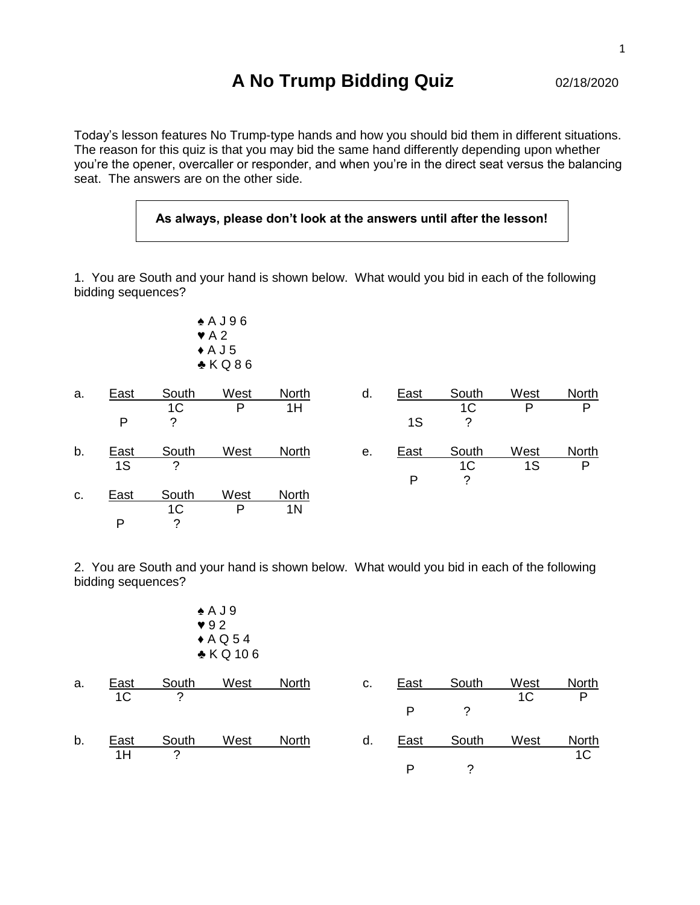# A No Trump Bidding Quiz

02/18/2020

Today's lesson features No Trump-type hands and how you should bid them in different situations. The reason for this quiz is that you may bid the same hand differently depending upon whether you're the opener, overcaller or responder, and when you're in the direct seat versus the balancing seat. The answers are on the other side.

**As always, please don't look at the answers until after the lesson!**

1. You are South and your hand is shown below. What would you bid in each of the following bidding sequences?

♠ A J 9 6
♥ A 2
♦ A J 5
♣ K Q 8 6

a.

| East | South | West | North |
|---|---|---|---|
| | 1C | P | 1H |
| P | ? | | |

b.

| East | South | West | North |
|---|---|---|---|
| 1S | ? | | |

c.

| East | South | West | North |
|---|---|---|---|
| | 1C | P | 1N |
| P | ? | | |

d.

| East | South | West | North |
|---|---|---|---|
| | 1C | P | P |
| 1S | ? | | |

e.

| East | South | West | North |
|---|---|---|---|
| | 1C | 1S | P |
| P | ? | | |

2. You are South and your hand is shown below. What would you bid in each of the following bidding sequences?

♠ A J 9
♥ 9 2
♦ A Q 5 4
♣ K Q 10 6

a.

| East | South | West | North |
|---|---|---|---|
| 1C | ? | | |

b.

| East | South | West | North |
|---|---|---|---|
| 1H | ? | | |

c.

| East | South | West | North |
|---|---|---|---|
| | | 1C | P |
| P | ? | | |

d.

| East | South | West | North |
|---|---|---|---|
| | | | 1C |
| P | ? | | |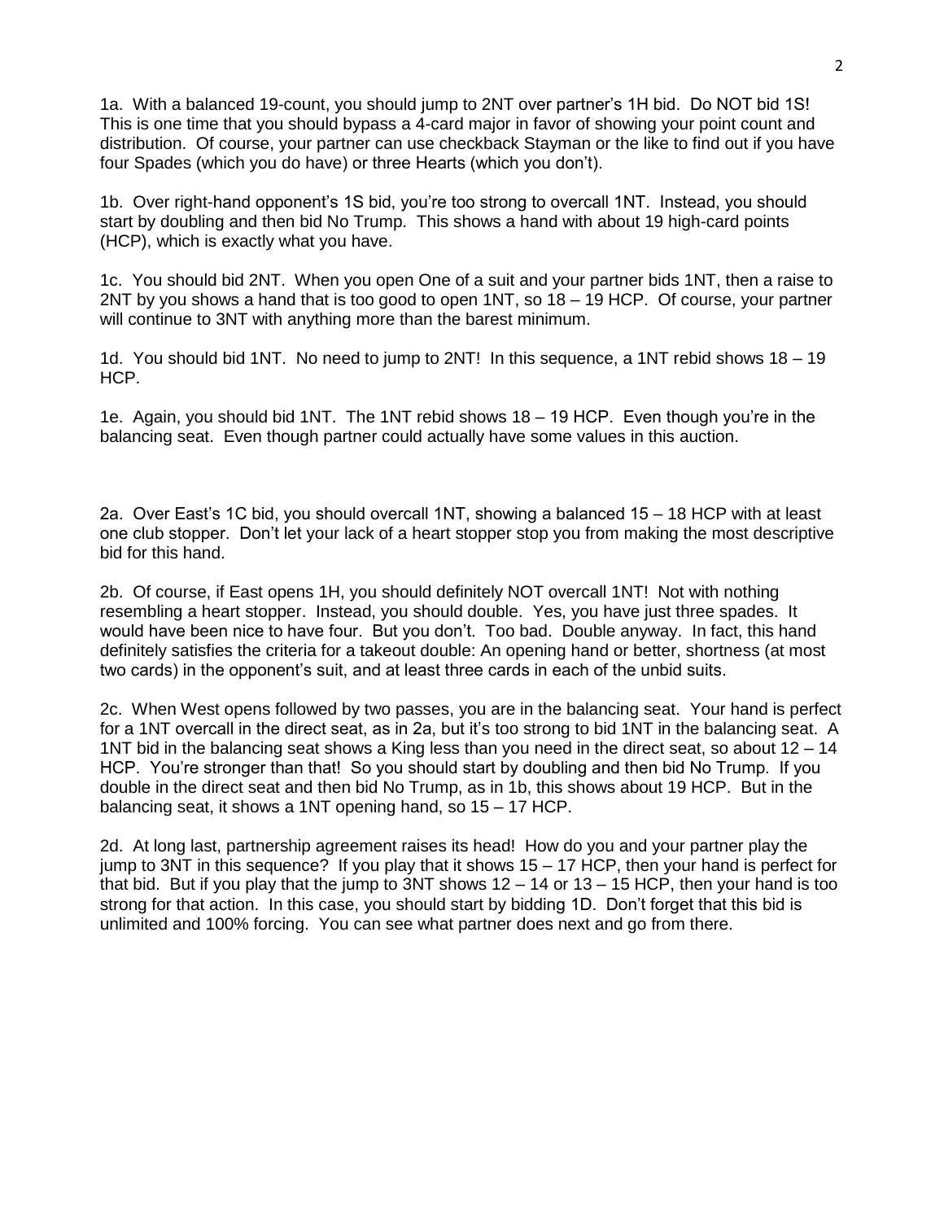1a. With a balanced 19-count, you should jump to 2NT over partner's 1H bid. Do NOT bid 1S! This is one time that you should bypass a 4-card major in favor of showing your point count and distribution. Of course, your partner can use checkback Stayman or the like to find out if you have four Spades (which you do have) or three Hearts (which you don't).

1b. Over right-hand opponent's 1S bid, you're too strong to overcall 1NT. Instead, you should start by doubling and then bid No Trump. This shows a hand with about 19 high-card points (HCP), which is exactly what you have.

1c. You should bid 2NT. When you open One of a suit and your partner bids 1NT, then a raise to 2NT by you shows a hand that is too good to open 1NT, so 18 – 19 HCP. Of course, your partner will continue to 3NT with anything more than the barest minimum.

1d. You should bid 1NT. No need to jump to 2NT! In this sequence, a 1NT rebid shows 18 – 19 HCP.

1e. Again, you should bid 1NT. The 1NT rebid shows 18 – 19 HCP. Even though you're in the balancing seat. Even though partner could actually have some values in this auction.

2a. Over East's 1C bid, you should overcall 1NT, showing a balanced 15 – 18 HCP with at least one club stopper. Don't let your lack of a heart stopper stop you from making the most descriptive bid for this hand.

2b. Of course, if East opens 1H, you should definitely NOT overcall 1NT! Not with nothing resembling a heart stopper. Instead, you should double. Yes, you have just three spades. It would have been nice to have four. But you don't. Too bad. Double anyway. In fact, this hand definitely satisfies the criteria for a takeout double: An opening hand or better, shortness (at most two cards) in the opponent's suit, and at least three cards in each of the unbid suits.

2c. When West opens followed by two passes, you are in the balancing seat. Your hand is perfect for a 1NT overcall in the direct seat, as in 2a, but it's too strong to bid 1NT in the balancing seat. A 1NT bid in the balancing seat shows a King less than you need in the direct seat, so about 12 – 14 HCP. You're stronger than that! So you should start by doubling and then bid No Trump. If you double in the direct seat and then bid No Trump, as in 1b, this shows about 19 HCP. But in the balancing seat, it shows a 1NT opening hand, so 15 – 17 HCP.

2d. At long last, partnership agreement raises its head! How do you and your partner play the jump to 3NT in this sequence? If you play that it shows 15 – 17 HCP, then your hand is perfect for that bid. But if you play that the jump to 3NT shows 12 – 14 or 13 – 15 HCP, then your hand is too strong for that action. In this case, you should start by bidding 1D. Don't forget that this bid is unlimited and 100% forcing. You can see what partner does next and go from there.